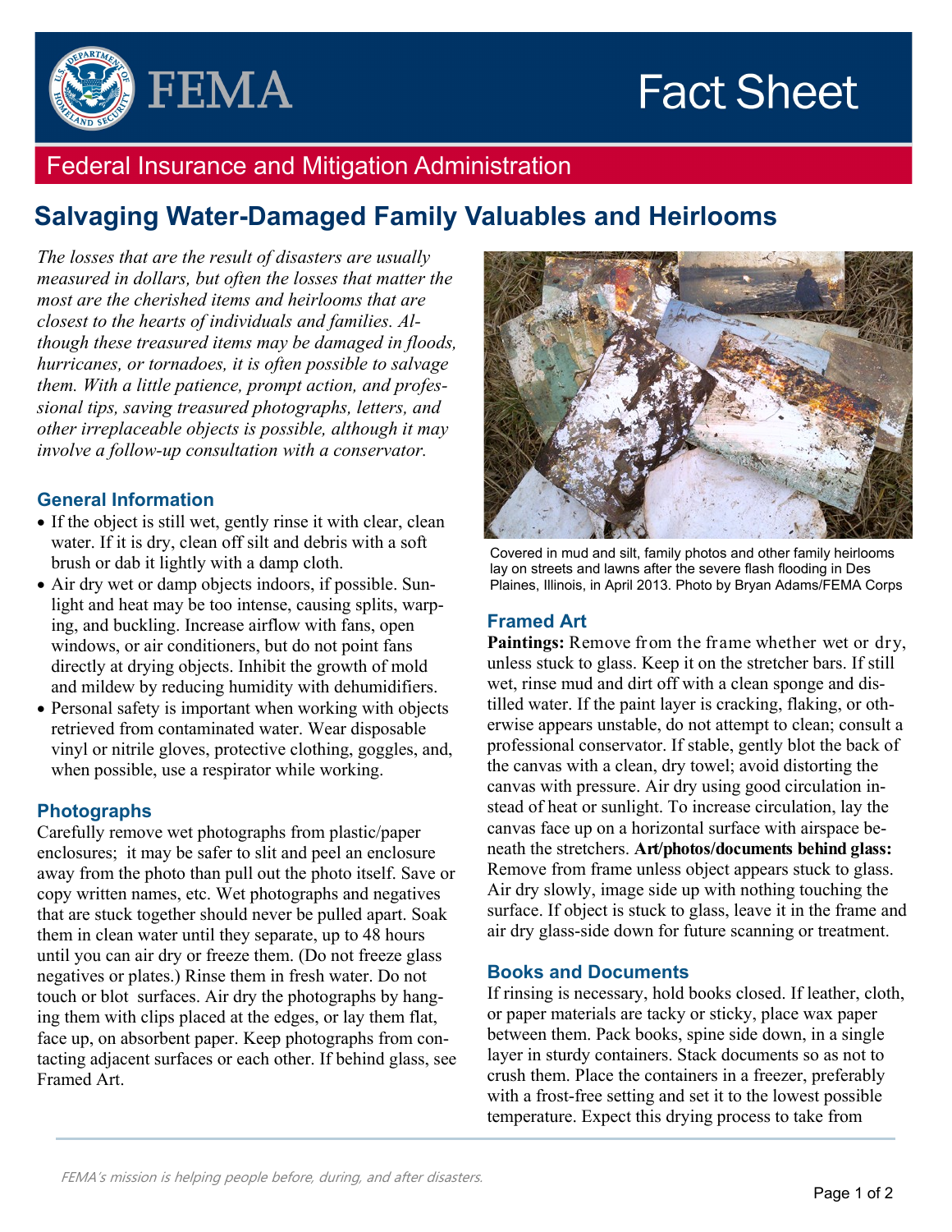# Fact Sheet

## Federal Insurance and Mitigation Administration

# Salvaging Water-Damaged Family Valuables and Heirlooms

*The losses that are the result of disasters are usually measured in dollars, but often the losses that matter the most are the cherished items and heirlooms that are closest to the hearts of individuals and families. Although these treasured items may be damaged in floods, hurricanes, or tornadoes, it is often possible to salvage them. With a little patience, prompt action, and professional tips, saving treasured photographs, letters, and other irreplaceable objects is possible, although it may involve a follow-up consultation with a conservator.*

### General Information

- If the object is still wet, gently rinse it with clear, clean water. If it is dry, clean off silt and debris with a soft brush or dab it lightly with a damp cloth.
- Air dry wet or damp objects indoors, if possible. Sunlight and heat may be too intense, causing splits, warping, and buckling. Increase airflow with fans, open windows, or air conditioners, but do not point fans directly at drying objects. Inhibit the growth of mold and mildew by reducing humidity with dehumidifiers.
- Personal safety is important when working with objects retrieved from contaminated water. Wear disposable vinyl or nitrile gloves, protective clothing, goggles, and, when possible, use a respirator while working.

### Photographs

Carefully remove wet photographs from plastic/paper enclosures; it may be safer to slit and peel an enclosure away from the photo than pull out the photo itself. Save or copy written names, etc. Wet photographs and negatives that are stuck together should never be pulled apart. Soak them in clean water until they separate, up to 48 hours until you can air dry or freeze them. (Do not freeze glass negatives or plates.) Rinse them in fresh water. Do not touch or blot surfaces. Air dry the photographs by hanging them with clips placed at the edges, or lay them flat, face up, on absorbent paper. Keep photographs from contacting adjacent surfaces or each other. If behind glass, see Framed Art.

Covered in mud and silt, family photos and other family heirlooms lay on streets and lawns after the severe flash flooding in Des Plaines, Illinois, in April 2013. Photo by Bryan Adams/FEMA Corps

### Framed Art

**Paintings:** Remove from the frame whether wet or dry, unless stuck to glass. Keep it on the stretcher bars. If still wet, rinse mud and dirt off with a clean sponge and distilled water. If the paint layer is cracking, flaking, or otherwise appears unstable, do not attempt to clean; consult a professional conservator. If stable, gently blot the back of the canvas with a clean, dry towel; avoid distorting the canvas with pressure. Air dry using good circulation instead of heat or sunlight. To increase circulation, lay the canvas face up on a horizontal surface with airspace beneath the stretchers. **Art/photos/documents behind glass:** Remove from frame unless object appears stuck to glass. Air dry slowly, image side up with nothing touching the surface. If object is stuck to glass, leave it in the frame and air dry glass-side down for future scanning or treatment.

### Books and Documents

If rinsing is necessary, hold books closed. If leather, cloth, or paper materials are tacky or sticky, place wax paper between them. Pack books, spine side down, in a single layer in sturdy containers. Stack documents so as not to crush them. Place the containers in a freezer, preferably with a frost-free setting and set it to the lowest possible temperature. Expect this drying process to take from

*FEMA's mission is helping people before, during, and after disasters.*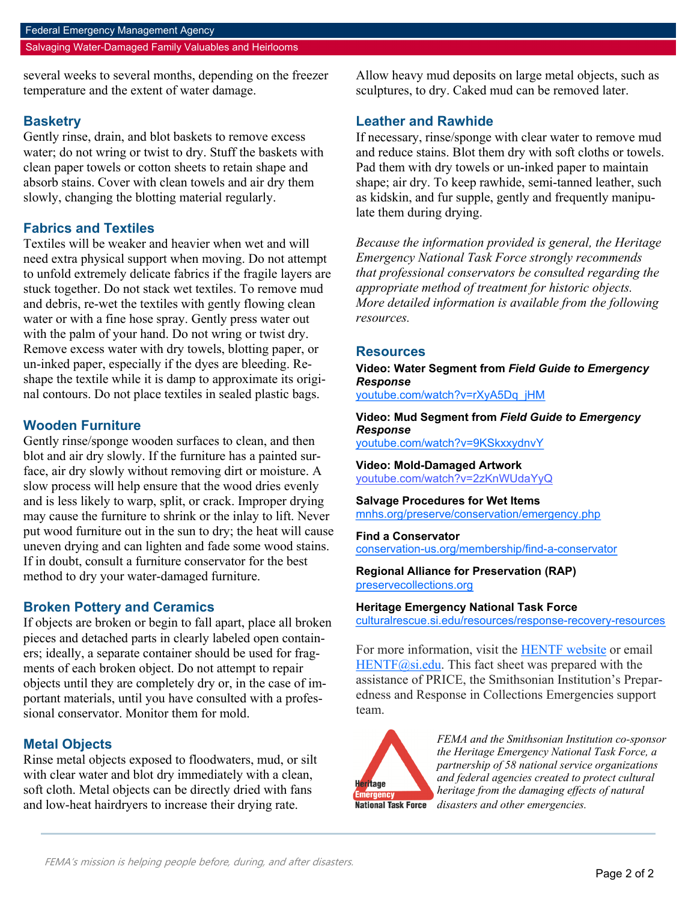several weeks to several months, depending on the freezer temperature and the extent of water damage.

## Basketry

Gently rinse, drain, and blot baskets to remove excess water; do not wring or twist to dry. Stuff the baskets with clean paper towels or cotton sheets to retain shape and absorb stains. Cover with clean towels and air dry them slowly, changing the blotting material regularly.

## Fabrics and Textiles

Textiles will be weaker and heavier when wet and will need extra physical support when moving. Do not attempt to unfold extremely delicate fabrics if the fragile layers are stuck together. Do not stack wet textiles. To remove mud and debris, re-wet the textiles with gently flowing clean water or with a fine hose spray. Gently press water out with the palm of your hand. Do not wring or twist dry. Remove excess water with dry towels, blotting paper, or un-inked paper, especially if the dyes are bleeding. Reshape the textile while it is damp to approximate its original contours. Do not place textiles in sealed plastic bags.

## Wooden Furniture

Gently rinse/sponge wooden surfaces to clean, and then blot and air dry slowly. If the furniture has a painted surface, air dry slowly without removing dirt or moisture. A slow process will help ensure that the wood dries evenly and is less likely to warp, split, or crack. Improper drying may cause the furniture to shrink or the inlay to lift. Never put wood furniture out in the sun to dry; the heat will cause uneven drying and can lighten and fade some wood stains. If in doubt, consult a furniture conservator for the best method to dry your water-damaged furniture.

## Broken Pottery and Ceramics

If objects are broken or begin to fall apart, place all broken pieces and detached parts in clearly labeled open containers; ideally, a separate container should be used for fragments of each broken object. Do not attempt to repair objects until they are completely dry or, in the case of important materials, until you have consulted with a professional conservator. Monitor them for mold.

## Metal Objects

Rinse metal objects exposed to floodwaters, mud, or silt with clear water and blot dry immediately with a clean, soft cloth. Metal objects can be directly dried with fans and low-heat hairdryers to increase their drying rate. Allow heavy mud deposits on large metal objects, such as sculptures, to dry. Caked mud can be removed later.

## Leather and Rawhide

If necessary, rinse/sponge with clear water to remove mud and reduce stains. Blot them dry with soft cloths or towels. Pad them with dry towels or un-inked paper to maintain shape; air dry. To keep rawhide, semi-tanned leather, such as kidskin, and fur supple, gently and frequently manipulate them during drying.

*Because the information provided is general, the Heritage Emergency National Task Force strongly recommends that professional conservators be consulted regarding the appropriate method of treatment for historic objects. More detailed information is available from the following resources.*

## Resources

**Video: Water Segment from *Field Guide to Emergency Response***
youtube.com/watch?v=rXyA5Dq_jHM

**Video: Mud Segment from *Field Guide to Emergency Response***
youtube.com/watch?v=9KSkxxydnvY

**Video: Mold-Damaged Artwork**
youtube.com/watch?v=2zKnWUdaYyQ

**Salvage Procedures for Wet Items**
mnhs.org/preserve/conservation/emergency.php

**Find a Conservator**
conservation-us.org/membership/find-a-conservator

**Regional Alliance for Preservation (RAP)**
preservecollections.org

**Heritage Emergency National Task Force**
culturalrescue.si.edu/resources/response-recovery-resources

For more information, visit the HENTF website or email HENTF@si.edu. This fact sheet was prepared with the assistance of PRICE, the Smithsonian Institution's Preparedness and Response in Collections Emergencies support team.

Heritage Emergency National Task Force

*FEMA and the Smithsonian Institution co-sponsor the Heritage Emergency National Task Force, a partnership of 58 national service organizations and federal agencies created to protect cultural heritage from the damaging effects of natural disasters and other emergencies.*